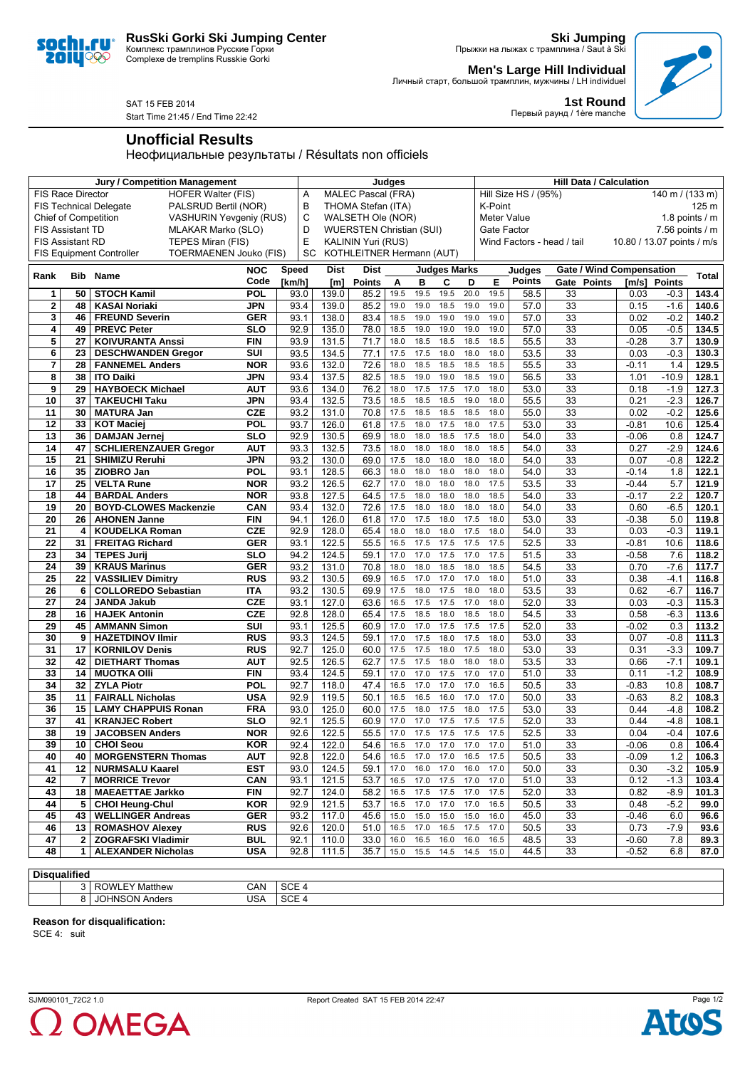**RusSki Gorki Ski Jumping Center**
Комплекс трамплинов Русские Горки
Complexe de tremplins Russkie Gorki

**Ski Jumping**
Прыжки на лыжах с трамплина / Saut à Ski

**Men's Large Hill Individual**
Личный старт, большой трамплин, мужчины / LH individuel

**1st Round**
Первый раунд / 1ère manche

SAT 15 FEB 2014
Start Time 21:45 / End Time 22:42

# Unofficial Results

Неофициальные результаты / Résultats non officiels

| Jury / Competition Management | |
|---|---|
| FIS Race Director | HOFER Walter (FIS) |
| FIS Technical Delegate | PALSRUD Bertil (NOR) |
| Chief of Competition | VASHURIN Yevgeniy (RUS) |
| FIS Assistant TD | MLAKAR Marko (SLO) |
| FIS Assistant RD | TEPES Miran (FIS) |
| FIS Equipment Controller | TOERMAENEN Jouko (FIS) |

| Judges | |
|---|---|
| A | MALEC Pascal (FRA) |
| B | THOMA Stefan (ITA) |
| C | WALSETH Ole (NOR) |
| D | WUERSTEN Christian (SUI) |
| E | KALININ Yuri (RUS) |
| SC | KOTHLEITNER Hermann (AUT) |

| Hill Data / Calculation | |
|---|---|
| Hill Size HS / (95%) | 140 m / (133 m) |
| K-Point | 125 m |
| Meter Value | 1.8 points / m |
| Gate Factor | 7.56 points / m |
| Wind Factors - head / tail | 10.80 / 13.07 points / m/s |

| Rank | Bib | Name | NOC Code | Speed [km/h] | Dist [m] | Dist Points | A | B | C | D | E | Judges Points | Gate | Gate Points | Wind [m/s] | Wind Points | Total |
|---|---|---|---|---|---|---|---|---|---|---|---|---|---|---|---|---|---|
| 1 | 50 | STOCH Kamil | POL | 93.0 | 139.0 | 85.2 | 19.5 | 19.5 | 19.5 | 20.0 | 19.5 | 58.5 | 33 | | 0.03 | -0.3 | 143.4 |
| 2 | 48 | KASAI Noriaki | JPN | 93.4 | 139.0 | 85.2 | 19.0 | 19.0 | 18.5 | 19.0 | 19.0 | 57.0 | 33 | | 0.15 | -1.6 | 140.6 |
| 3 | 46 | FREUND Severin | GER | 93.1 | 138.0 | 83.4 | 18.5 | 19.0 | 19.0 | 19.0 | 19.0 | 57.0 | 33 | | 0.02 | -0.2 | 140.2 |
| 4 | 49 | PREVC Peter | SLO | 92.9 | 135.0 | 78.0 | 18.5 | 19.0 | 19.0 | 19.0 | 19.0 | 57.0 | 33 | | 0.05 | -0.5 | 134.5 |
| 5 | 27 | KOIVURANTA Anssi | FIN | 93.9 | 131.5 | 71.7 | 18.0 | 18.5 | 18.5 | 18.5 | 18.5 | 55.5 | 33 | | -0.28 | 3.7 | 130.9 |
| 6 | 23 | DESCHWANDEN Gregor | SUI | 93.5 | 134.5 | 77.1 | 17.5 | 17.5 | 18.0 | 18.0 | 18.0 | 53.5 | 33 | | 0.03 | -0.3 | 130.3 |
| 7 | 28 | FANNEMEL Anders | NOR | 93.6 | 132.0 | 72.6 | 18.0 | 18.5 | 18.5 | 18.5 | 18.5 | 55.5 | 33 | | -0.11 | 1.4 | 129.5 |
| 8 | 38 | ITO Daiki | JPN | 93.4 | 137.5 | 82.5 | 18.5 | 19.0 | 19.0 | 18.5 | 19.0 | 56.5 | 33 | | 1.01 | -10.9 | 128.1 |
| 9 | 29 | HAYBOECK Michael | AUT | 93.6 | 134.0 | 76.2 | 18.0 | 17.5 | 17.5 | 17.0 | 18.0 | 53.0 | 33 | | 0.18 | -1.9 | 127.3 |
| 10 | 37 | TAKEUCHI Taku | JPN | 93.4 | 132.5 | 73.5 | 18.5 | 18.5 | 18.5 | 19.0 | 18.0 | 55.5 | 33 | | 0.21 | -2.3 | 126.7 |
| 11 | 30 | MATURA Jan | CZE | 93.2 | 131.0 | 70.8 | 17.5 | 18.5 | 18.5 | 18.5 | 18.0 | 55.0 | 33 | | 0.02 | -0.2 | 125.6 |
| 12 | 33 | KOT Maciej | POL | 93.7 | 126.0 | 61.8 | 17.5 | 18.0 | 17.5 | 18.0 | 17.5 | 53.0 | 33 | | -0.81 | 10.6 | 125.4 |
| 13 | 36 | DAMJAN Jernej | SLO | 92.9 | 130.5 | 69.9 | 18.0 | 18.0 | 18.5 | 17.5 | 18.0 | 54.0 | 33 | | -0.06 | 0.8 | 124.7 |
| 14 | 47 | SCHLIERENZAUER Gregor | AUT | 93.3 | 132.5 | 73.5 | 18.0 | 18.0 | 18.0 | 18.0 | 18.5 | 54.0 | 33 | | 0.27 | -2.9 | 124.6 |
| 15 | 21 | SHIMIZU Reruhi | JPN | 93.2 | 130.0 | 69.0 | 17.5 | 18.0 | 18.0 | 18.0 | 18.0 | 54.0 | 33 | | 0.07 | -0.8 | 122.2 |
| 16 | 35 | ZIOBRO Jan | POL | 93.1 | 128.5 | 66.3 | 18.0 | 18.0 | 18.0 | 18.0 | 18.0 | 54.0 | 33 | | -0.14 | 1.8 | 122.1 |
| 17 | 25 | VELTA Rune | NOR | 93.2 | 126.5 | 62.7 | 17.0 | 18.0 | 18.0 | 18.0 | 17.5 | 53.5 | 33 | | -0.44 | 5.7 | 121.9 |
| 18 | 44 | BARDAL Anders | NOR | 93.8 | 127.5 | 64.5 | 17.5 | 18.0 | 18.0 | 18.0 | 18.5 | 54.0 | 33 | | -0.17 | 2.2 | 120.7 |
| 19 | 20 | BOYD-CLOWES Mackenzie | CAN | 93.4 | 132.0 | 72.6 | 17.5 | 18.0 | 18.0 | 18.0 | 18.0 | 54.0 | 33 | | 0.60 | -6.5 | 120.1 |
| 20 | 26 | AHONEN Janne | FIN | 94.1 | 126.0 | 61.8 | 17.0 | 17.5 | 18.0 | 17.5 | 18.0 | 53.0 | 33 | | -0.38 | 5.0 | 119.8 |
| 21 | 4 | KOUDELKA Roman | CZE | 92.9 | 128.0 | 65.4 | 18.0 | 18.0 | 18.0 | 17.5 | 18.0 | 54.0 | 33 | | 0.03 | -0.3 | 119.1 |
| 22 | 31 | FREITAG Richard | GER | 93.1 | 122.5 | 55.5 | 16.5 | 17.5 | 17.5 | 17.5 | 17.5 | 52.5 | 33 | | -0.81 | 10.6 | 118.6 |
| 23 | 34 | TEPES Jurij | SLO | 94.2 | 124.5 | 59.1 | 17.0 | 17.0 | 17.5 | 17.0 | 17.5 | 51.5 | 33 | | -0.58 | 7.6 | 118.2 |
| 24 | 39 | KRAUS Marinus | GER | 93.2 | 131.0 | 70.8 | 18.0 | 18.0 | 18.5 | 18.0 | 18.5 | 54.5 | 33 | | 0.70 | -7.6 | 117.7 |
| 25 | 22 | VASSILIEV Dimitry | RUS | 93.2 | 130.5 | 69.9 | 16.5 | 17.0 | 17.0 | 17.0 | 18.0 | 51.0 | 33 | | 0.38 | -4.1 | 116.8 |
| 26 | 6 | COLLOREDO Sebastian | ITA | 93.2 | 130.5 | 69.9 | 17.5 | 18.0 | 17.5 | 18.0 | 18.0 | 53.5 | 33 | | 0.62 | -6.7 | 116.7 |
| 27 | 24 | JANDA Jakub | CZE | 93.1 | 127.0 | 63.6 | 16.5 | 17.5 | 17.5 | 17.0 | 18.0 | 52.0 | 33 | | 0.03 | -0.3 | 115.3 |
| 28 | 16 | HAJEK Antonin | CZE | 92.8 | 128.0 | 65.4 | 17.5 | 18.5 | 18.0 | 18.5 | 18.0 | 54.5 | 33 | | 0.58 | -6.3 | 113.6 |
| 29 | 45 | AMMANN Simon | SUI | 93.1 | 125.5 | 60.9 | 17.0 | 17.0 | 17.5 | 17.5 | 17.5 | 52.0 | 33 | | -0.02 | 0.3 | 113.2 |
| 30 | 9 | HAZETDINOV Ilmir | RUS | 93.3 | 124.5 | 59.1 | 17.0 | 17.5 | 18.0 | 17.5 | 18.0 | 53.0 | 33 | | 0.07 | -0.8 | 111.3 |
| 31 | 17 | KORNILOV Denis | RUS | 92.7 | 125.0 | 60.0 | 17.5 | 17.5 | 18.0 | 17.5 | 18.0 | 53.0 | 33 | | 0.31 | -3.3 | 109.7 |
| 32 | 42 | DIETHART Thomas | AUT | 92.5 | 126.5 | 62.7 | 17.5 | 17.5 | 18.0 | 18.0 | 18.0 | 53.5 | 33 | | 0.66 | -7.1 | 109.1 |
| 33 | 14 | MUOTKA Olli | FIN | 93.4 | 124.5 | 59.1 | 17.0 | 17.0 | 17.5 | 17.0 | 17.0 | 51.0 | 33 | | 0.11 | -1.2 | 108.9 |
| 34 | 32 | ZYLA Piotr | POL | 92.7 | 118.0 | 47.4 | 16.5 | 17.0 | 17.0 | 17.0 | 16.5 | 50.5 | 33 | | -0.83 | 10.8 | 108.7 |
| 35 | 11 | FAIRALL Nicholas | USA | 92.9 | 119.5 | 50.1 | 16.5 | 16.5 | 16.0 | 17.0 | 17.0 | 50.0 | 33 | | -0.63 | 8.2 | 108.3 |
| 36 | 15 | LAMY CHAPPUIS Ronan | FRA | 93.0 | 125.0 | 60.0 | 17.5 | 18.0 | 17.5 | 18.0 | 17.5 | 53.0 | 33 | | 0.44 | -4.8 | 108.2 |
| 37 | 41 | KRANJEC Robert | SLO | 92.1 | 125.5 | 60.9 | 17.0 | 17.0 | 17.5 | 17.5 | 17.5 | 52.0 | 33 | | 0.44 | -4.8 | 108.1 |
| 38 | 19 | JACOBSEN Anders | NOR | 92.6 | 122.5 | 55.5 | 17.0 | 17.5 | 17.5 | 17.5 | 17.5 | 52.5 | 33 | | 0.04 | -0.4 | 107.6 |
| 39 | 10 | CHOI Seou | KOR | 92.4 | 122.0 | 54.6 | 16.5 | 17.0 | 17.0 | 17.0 | 17.0 | 51.0 | 33 | | -0.06 | 0.8 | 106.4 |
| 40 | 40 | MORGENSTERN Thomas | AUT | 92.8 | 122.0 | 54.6 | 16.5 | 17.0 | 17.0 | 16.5 | 17.5 | 50.5 | 33 | | -0.09 | 1.2 | 106.3 |
| 41 | 12 | NURMSALU Kaarel | EST | 93.0 | 124.5 | 59.1 | 17.0 | 16.0 | 17.0 | 16.0 | 17.0 | 50.0 | 33 | | 0.30 | -3.2 | 105.9 |
| 42 | 7 | MORRICE Trevor | CAN | 93.1 | 121.5 | 53.7 | 16.5 | 17.0 | 17.5 | 17.0 | 17.0 | 51.0 | 33 | | 0.12 | -1.3 | 103.4 |
| 43 | 18 | MAEAETTAE Jarkko | FIN | 92.7 | 124.0 | 58.2 | 16.5 | 17.5 | 17.5 | 17.0 | 17.5 | 52.0 | 33 | | 0.82 | -8.9 | 101.3 |
| 44 | 5 | CHOI Heung-Chul | KOR | 92.9 | 121.5 | 53.7 | 16.5 | 17.0 | 17.0 | 17.0 | 16.5 | 50.5 | 33 | | 0.48 | -5.2 | 99.0 |
| 45 | 43 | WELLINGER Andreas | GER | 93.2 | 117.0 | 45.6 | 15.0 | 15.0 | 15.0 | 15.0 | 16.0 | 45.0 | 33 | | -0.46 | 6.0 | 96.6 |
| 46 | 13 | ROMASHOV Alexey | RUS | 92.6 | 120.0 | 51.0 | 16.5 | 17.0 | 16.5 | 17.5 | 17.0 | 50.5 | 33 | | 0.73 | -7.9 | 93.6 |
| 47 | 2 | ZOGRAFSKI Vladimir | BUL | 92.1 | 110.0 | 33.0 | 16.0 | 16.5 | 16.0 | 16.0 | 16.5 | 48.5 | 33 | | -0.60 | 7.8 | 89.3 |
| 48 | 1 | ALEXANDER Nicholas | USA | 92.8 | 111.5 | 35.7 | 15.0 | 15.5 | 14.5 | 14.5 | 15.0 | 44.5 | 33 | | -0.52 | 6.8 | 87.0 |

**Disqualified**

| Bib | Name | NOC | Reason |
|---|---|---|---|
| 3 | ROWLEY Matthew | CAN | SCE 4 |
| 8 | JOHNSON Anders | USA | SCE 4 |

**Reason for disqualification:**

SCE 4: suit

SJM090101_72C2 1.0 Report Created SAT 15 FEB 2014 22:47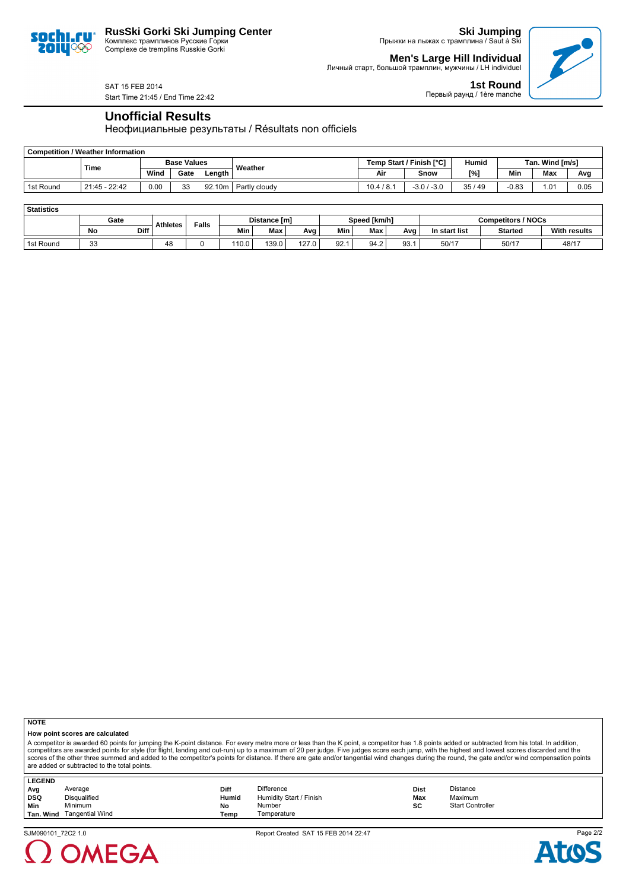RusSki Gorki Ski Jumping Center
Комплекс трамплинов Русские Горки
Complexe de tremplins Russkie Gorki

**Ski Jumping**
Прыжки на лыжах с трамплина / Saut à Ski

**Men's Large Hill Individual**
Личный старт, большой трамплин, мужчины / LH individuel

**1st Round**
Первый раунд / 1ère manche

SAT 15 FEB 2014
Start Time 21:45 / End Time 22:42

# Unofficial Results

Неофициальные результаты / Résultats non officiels

**Competition / Weather Information**

| | Time | Base Values | | | Weather | Temp Start / Finish [°C] | | Humid | Tan. Wind [m/s] | | |
|---|---|---|---|---|---|---|---|---|---|---|---|
| | | Wind | Gate | Length | | Air | Snow | [%] | Min | Max | Avg |
| 1st Round | 21:45 - 22:42 | 0.00 | 33 | 92.10m | Partly cloudy | 10.4 / 8.1 | -3.0 / -3.0 | 35 / 49 | -0.83 | 1.01 | 0.05 |

**Statistics**

| | Gate | | Athletes | Falls | Distance [m] | | | Speed [km/h] | | | Competitors / NOCs | | |
|---|---|---|---|---|---|---|---|---|---|---|---|---|---|
| | No | Diff | | | Min | Max | Avg | Min | Max | Avg | In start list | Started | With results |
| 1st Round | 33 | | 48 | 0 | 110.0 | 139.0 | 127.0 | 92.1 | 94.2 | 93.1 | 50/17 | 50/17 | 48/17 |

**NOTE**

**How point scores are calculated**

A competitor is awarded 60 points for jumping the K-point distance. For every metre more or less than the K point, a competitor has 1.8 points added or subtracted from his total. In addition, competitors are awarded points for style (for flight, landing and out-run) up to a maximum of 20 per judge. Five judges score each jump, with the highest and lowest scores discarded and the scores of the other three summed and added to the competitor's points for distance. If there are gate and/or tangential wind changes during the round, the gate and/or wind compensation points are added or subtracted to the total points.

**LEGEND**

| | | | | | |
|---|---|---|---|---|---|
| **Avg** | Average | **Diff** | Difference | **Dist** | Distance |
| **DSQ** | Disqualified | **Humid** | Humidity Start / Finish | **Max** | Maximum |
| **Min** | Minimum | **No** | Number | **SC** | Start Controller |
| **Tan. Wind** | Tangential Wind | **Temp** | Temperature | | |

SJM090101_72C2 1.0 Report Created SAT 15 FEB 2014 22:47